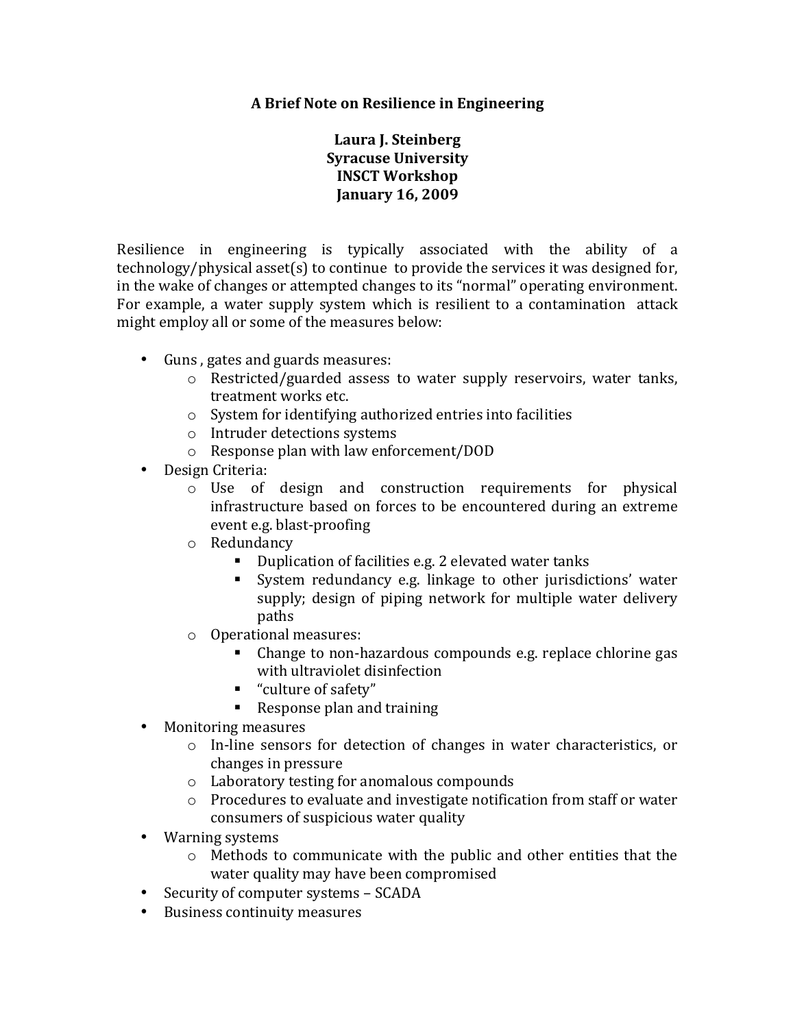# A Brief Note on Resilience in Engineering

**Laura J. Steinberg**
**Syracuse University**
**INSCT Workshop**
**January 16, 2009**

Resilience in engineering is typically associated with the ability of a technology/physical asset(s) to continue to provide the services it was designed for, in the wake of changes or attempted changes to its "normal" operating environment. For example, a water supply system which is resilient to a contamination attack might employ all or some of the measures below:

- Guns , gates and guards measures:
  - Restricted/guarded assess to water supply reservoirs, water tanks, treatment works etc.
  - System for identifying authorized entries into facilities
  - Intruder detections systems
  - Response plan with law enforcement/DOD
- Design Criteria:
  - Use of design and construction requirements for physical infrastructure based on forces to be encountered during an extreme event e.g. blast-proofing
  - Redundancy
    - Duplication of facilities e.g. 2 elevated water tanks
    - System redundancy e.g. linkage to other jurisdictions' water supply; design of piping network for multiple water delivery paths
  - Operational measures:
    - Change to non-hazardous compounds e.g. replace chlorine gas with ultraviolet disinfection
    - "culture of safety"
    - Response plan and training
- Monitoring measures
  - In-line sensors for detection of changes in water characteristics, or changes in pressure
  - Laboratory testing for anomalous compounds
  - Procedures to evaluate and investigate notification from staff or water consumers of suspicious water quality
- Warning systems
  - Methods to communicate with the public and other entities that the water quality may have been compromised
- Security of computer systems – SCADA
- Business continuity measures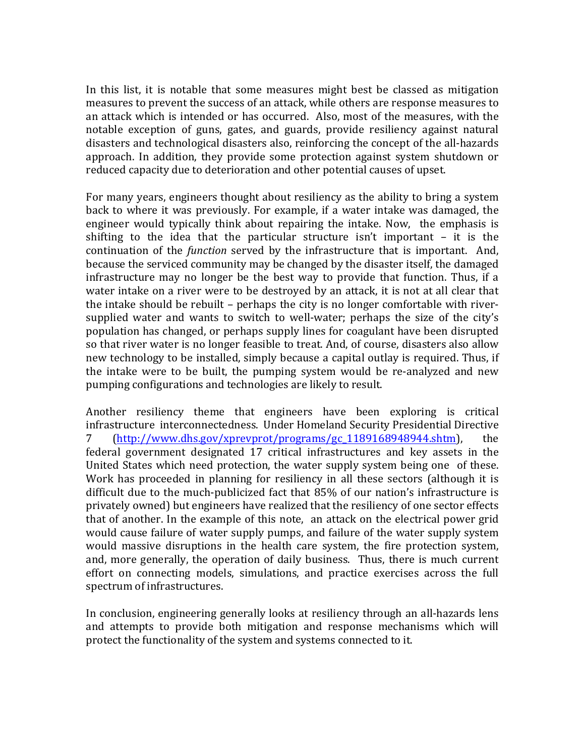In this list, it is notable that some measures might best be classed as mitigation measures to prevent the success of an attack, while others are response measures to an attack which is intended or has occurred. Also, most of the measures, with the notable exception of guns, gates, and guards, provide resiliency against natural disasters and technological disasters also, reinforcing the concept of the all-hazards approach. In addition, they provide some protection against system shutdown or reduced capacity due to deterioration and other potential causes of upset.

For many years, engineers thought about resiliency as the ability to bring a system back to where it was previously. For example, if a water intake was damaged, the engineer would typically think about repairing the intake. Now, the emphasis is shifting to the idea that the particular structure isn't important – it is the continuation of the *function* served by the infrastructure that is important. And, because the serviced community may be changed by the disaster itself, the damaged infrastructure may no longer be the best way to provide that function. Thus, if a water intake on a river were to be destroyed by an attack, it is not at all clear that the intake should be rebuilt – perhaps the city is no longer comfortable with river-supplied water and wants to switch to well-water; perhaps the size of the city's population has changed, or perhaps supply lines for coagulant have been disrupted so that river water is no longer feasible to treat. And, of course, disasters also allow new technology to be installed, simply because a capital outlay is required. Thus, if the intake were to be built, the pumping system would be re-analyzed and new pumping configurations and technologies are likely to result.

Another resiliency theme that engineers have been exploring is critical infrastructure interconnectedness. Under Homeland Security Presidential Directive 7 ([http://www.dhs.gov/xprevprot/programs/gc_1189168948944.shtm](http://www.dhs.gov/xprevprot/programs/gc_1189168948944.shtm)), the federal government designated 17 critical infrastructures and key assets in the United States which need protection, the water supply system being one of these. Work has proceeded in planning for resiliency in all these sectors (although it is difficult due to the much-publicized fact that 85% of our nation's infrastructure is privately owned) but engineers have realized that the resiliency of one sector effects that of another. In the example of this note, an attack on the electrical power grid would cause failure of water supply pumps, and failure of the water supply system would massive disruptions in the health care system, the fire protection system, and, more generally, the operation of daily business. Thus, there is much current effort on connecting models, simulations, and practice exercises across the full spectrum of infrastructures.

In conclusion, engineering generally looks at resiliency through an all-hazards lens and attempts to provide both mitigation and response mechanisms which will protect the functionality of the system and systems connected to it.